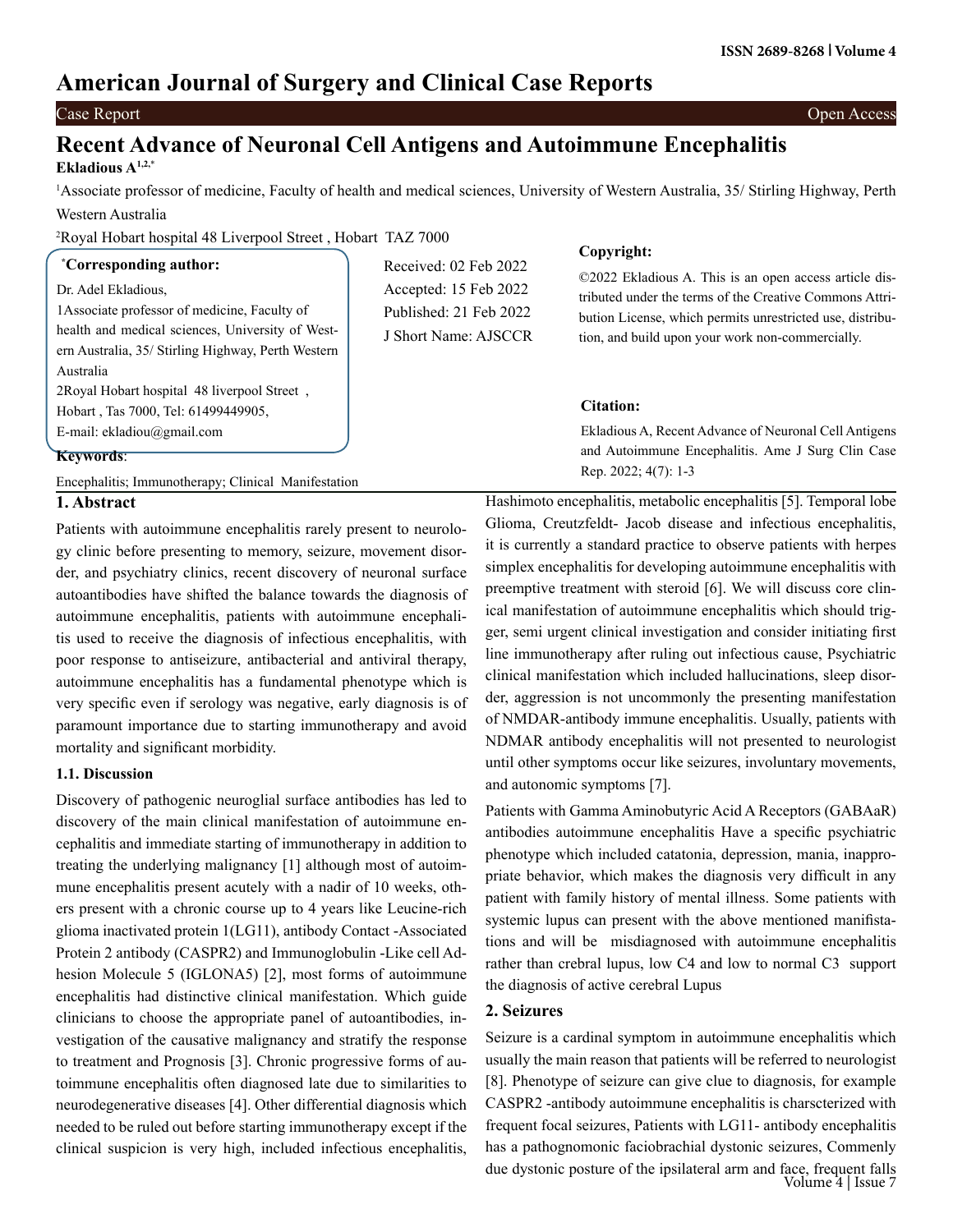# Recent Advance of Neuronal Cell Antigens and Autoimmune Encephalitis

**Ekladious A[1,2,*]**

[1]Associate professor of medicine, Faculty of health and medical sciences, University of Western Australia, 35/ Stirling Highway, Perth Western Australia

[2]Royal Hobart hospital 48 Liverpool Street , Hobart TAZ 7000

**[*]Corresponding author:**

Dr. Adel Ekladious,
1Associate professor of medicine, Faculty of health and medical sciences, University of Western Australia, 35/ Stirling Highway, Perth Western Australia
2Royal Hobart hospital 48 liverpool Street , Hobart , Tas 7000, Tel: 61499449905,
E-mail: ekladiou@gmail.com

Received: 02 Feb 2022
Accepted: 15 Feb 2022
Published: 21 Feb 2022
J Short Name: AJSCCR

**Copyright:**

©2022 Ekladious A. This is an open access article distributed under the terms of the Creative Commons Attribution License, which permits unrestricted use, distribution, and build upon your work non-commercially.

**Citation:**

Ekladious A, Recent Advance of Neuronal Cell Antigens and Autoimmune Encephalitis. Ame J Surg Clin Case Rep. 2022; 4(7): 1-3

**Keywords**:

Encephalitis; Immunotherapy; Clinical Manifestation

## 1. Abstract

Patients with autoimmune encephalitis rarely present to neurology clinic before presenting to memory, seizure, movement disorder, and psychiatry clinics, recent discovery of neuronal surface autoantibodies have shifted the balance towards the diagnosis of autoimmune encephalitis, patients with autoimmune encephalitis used to receive the diagnosis of infectious encephalitis, with poor response to antiseizure, antibacterial and antiviral therapy, autoimmune encephalitis has a fundamental phenotype which is very specific even if serology was negative, early diagnosis is of paramount importance due to starting immunotherapy and avoid mortality and significant morbidity.

### 1.1. Discussion

Discovery of pathogenic neuroglial surface antibodies has led to discovery of the main clinical manifestation of autoimmune encephalitis and immediate starting of immunotherapy in addition to treating the underlying malignancy [1] although most of autoimmune encephalitis present acutely with a nadir of 10 weeks, others present with a chronic course up to 4 years like Leucine-rich glioma inactivated protein 1(LG11), antibody Contact -Associated Protein 2 antibody (CASPR2) and Immunoglobulin -Like cell Adhesion Molecule 5 (IGLONA5) [2], most forms of autoimmune encephalitis had distinctive clinical manifestation. Which guide clinicians to choose the appropriate panel of autoantibodies, investigation of the causative malignancy and stratify the response to treatment and Prognosis [3]. Chronic progressive forms of autoimmune encephalitis often diagnosed late due to similarities to neurodegenerative diseases [4]. Other differential diagnosis which needed to be ruled out before starting immunotherapy except if the clinical suspicion is very high, included infectious encephalitis, Hashimoto encephalitis, metabolic encephalitis [5]. Temporal lobe Glioma, Creutzfeldt- Jacob disease and infectious encephalitis, it is currently a standard practice to observe patients with herpes simplex encephalitis for developing autoimmune encephalitis with preemptive treatment with steroid [6]. We will discuss core clinical manifestation of autoimmune encephalitis which should trigger, semi urgent clinical investigation and consider initiating first line immunotherapy after ruling out infectious cause, Psychiatric clinical manifestation which included hallucinations, sleep disorder, aggression is not uncommonly the presenting manifestation of NMDAR-antibody immune encephalitis. Usually, patients with NDMAR antibody encephalitis will not presented to neurologist until other symptoms occur like seizures, involuntary movements, and autonomic symptoms [7].

Patients with Gamma Aminobutyric Acid A Receptors (GABAaR) antibodies autoimmune encephalitis Have a specific psychiatric phenotype which included catatonia, depression, mania, inappropriate behavior, which makes the diagnosis very difficult in any patient with family history of mental illness. Some patients with systemic lupus can present with the above mentioned manifistations and will be misdiagnosed with autoimmune encephalitis rather than crebral lupus, low C4 and low to normal C3 support the diagnosis of active cerebral Lupus

## 2. Seizures

Seizure is a cardinal symptom in autoimmune encephalitis which usually the main reason that patients will be referred to neurologist [8]. Phenotype of seizure can give clue to diagnosis, for example CASPR2 -antibody autoimmune encephalitis is charscterized with frequent focal seizures, Patients with LG11- antibody encephalitis has a pathognomonic faciobrachial dystonic seizures, Commenly due dystonic posture of the ipsilateral arm and face, frequent falls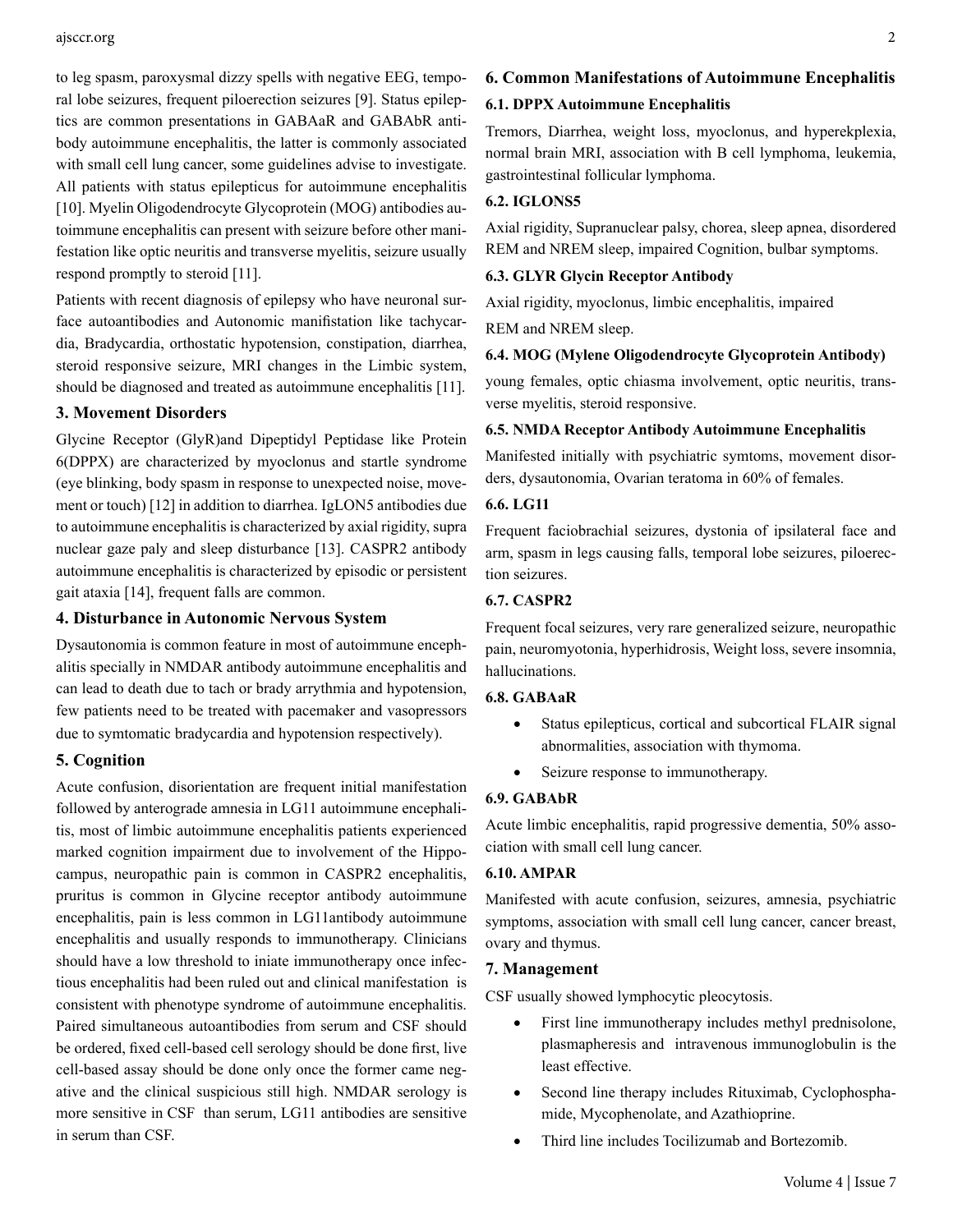to leg spasm, paroxysmal dizzy spells with negative EEG, temporal lobe seizures, frequent piloerection seizures [9]. Status epileptics are common presentations in GABAaR and GABAbR antibody autoimmune encephalitis, the latter is commonly associated with small cell lung cancer, some guidelines advise to investigate. All patients with status epilepticus for autoimmune encephalitis [10]. Myelin Oligodendrocyte Glycoprotein (MOG) antibodies autoimmune encephalitis can present with seizure before other manifestation like optic neuritis and transverse myelitis, seizure usually respond promptly to steroid [11].

Patients with recent diagnosis of epilepsy who have neuronal surface autoantibodies and Autonomic manifistation like tachycardia, Bradycardia, orthostatic hypotension, constipation, diarrhea, steroid responsive seizure, MRI changes in the Limbic system, should be diagnosed and treated as autoimmune encephalitis [11].

## 3. Movement Disorders

Glycine Receptor (GlyR)and Dipeptidyl Peptidase like Protein 6(DPPX) are characterized by myoclonus and startle syndrome (eye blinking, body spasm in response to unexpected noise, movement or touch) [12] in addition to diarrhea. IgLON5 antibodies due to autoimmune encephalitis is characterized by axial rigidity, supra nuclear gaze paly and sleep disturbance [13]. CASPR2 antibody autoimmune encephalitis is characterized by episodic or persistent gait ataxia [14], frequent falls are common.

## 4. Disturbance in Autonomic Nervous System

Dysautonomia is common feature in most of autoimmune encephalitis specially in NMDAR antibody autoimmune encephalitis and can lead to death due to tach or brady arrythmia and hypotension, few patients need to be treated with pacemaker and vasopressors due to symtomatic bradycardia and hypotension respectively).

## 5. Cognition

Acute confusion, disorientation are frequent initial manifestation followed by anterograde amnesia in LG11 autoimmune encephalitis, most of limbic autoimmune encephalitis patients experienced marked cognition impairment due to involvement of the Hippocampus, neuropathic pain is common in CASPR2 encephalitis, pruritus is common in Glycine receptor antibody autoimmune encephalitis, pain is less common in LG11antibody autoimmune encephalitis and usually responds to immunotherapy. Clinicians should have a low threshold to iniate immunotherapy once infectious encephalitis had been ruled out and clinical manifestation is consistent with phenotype syndrome of autoimmune encephalitis. Paired simultaneous autoantibodies from serum and CSF should be ordered, fixed cell-based cell serology should be done first, live cell-based assay should be done only once the former came negative and the clinical suspicious still high. NMDAR serology is more sensitive in CSF than serum, LG11 antibodies are sensitive in serum than CSF.

## 6. Common Manifestations of Autoimmune Encephalitis

### 6.1. DPPX Autoimmune Encephalitis

Tremors, Diarrhea, weight loss, myoclonus, and hyperekplexia, normal brain MRI, association with B cell lymphoma, leukemia, gastrointestinal follicular lymphoma.

### 6.2. IGLONS5

Axial rigidity, Supranuclear palsy, chorea, sleep apnea, disordered REM and NREM sleep, impaired Cognition, bulbar symptoms.

### 6.3. GLYR Glycin Receptor Antibody

Axial rigidity, myoclonus, limbic encephalitis, impaired

REM and NREM sleep.

### 6.4. MOG (Mylene Oligodendrocyte Glycoprotein Antibody)

young females, optic chiasma involvement, optic neuritis, transverse myelitis, steroid responsive.

### 6.5. NMDA Receptor Antibody Autoimmune Encephalitis

Manifested initially with psychiatric symtoms, movement disorders, dysautonomia, Ovarian teratoma in 60% of females.

### 6.6. LG11

Frequent faciobrachial seizures, dystonia of ipsilateral face and arm, spasm in legs causing falls, temporal lobe seizures, piloerection seizures.

### 6.7. CASPR2

Frequent focal seizures, very rare generalized seizure, neuropathic pain, neuromyotonia, hyperhidrosis, Weight loss, severe insomnia, hallucinations.

### 6.8. GABAaR

- Status epilepticus, cortical and subcortical FLAIR signal abnormalities, association with thymoma.
- Seizure response to immunotherapy.

### 6.9. GABAbR

Acute limbic encephalitis, rapid progressive dementia, 50% association with small cell lung cancer.

### 6.10. AMPAR

Manifested with acute confusion, seizures, amnesia, psychiatric symptoms, association with small cell lung cancer, cancer breast, ovary and thymus.

## 7. Management

CSF usually showed lymphocytic pleocytosis.

- First line immunotherapy includes methyl prednisolone, plasmapheresis and intravenous immunoglobulin is the least effective.
- Second line therapy includes Rituximab, Cyclophosphamide, Mycophenolate, and Azathioprine.
- Third line includes Tocilizumab and Bortezomib.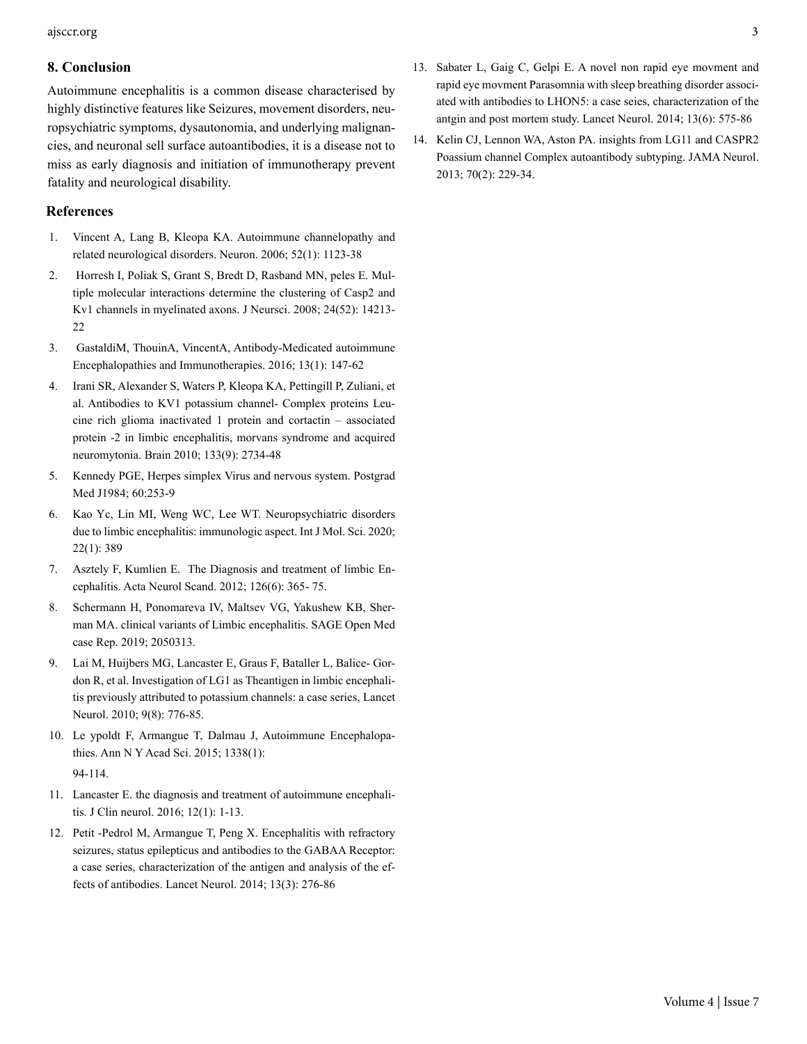## 8. Conclusion

Autoimmune encephalitis is a common disease characterised by highly distinctive features like Seizures, movement disorders, neuropsychiatric symptoms, dysautonomia, and underlying malignancies, and neuronal sell surface autoantibodies, it is a disease not to miss as early diagnosis and initiation of immunotherapy prevent fatality and neurological disability.

## References

1. Vincent A, Lang B, Kleopa KA. Autoimmune channelopathy and related neurological disorders. Neuron. 2006; 52(1): 1123-38
2. Horresh I, Poliak S, Grant S, Bredt D, Rasband MN, peles E. Multiple molecular interactions determine the clustering of Casp2 and Kv1 channels in myelinated axons. J Neursci. 2008; 24(52): 14213-22
3. GastaldiM, ThouinA, VincentA, Antibody-Medicated autoimmune Encephalopathies and Immunotherapies. 2016; 13(1): 147-62
4. Irani SR, Alexander S, Waters P, Kleopa KA, Pettingill P, Zuliani, et al. Antibodies to KV1 potassium channel- Complex proteins Leucine rich glioma inactivated 1 protein and cortactin – associated protein -2 in limbic encephalitis, morvans syndrome and acquired neuromytonia. Brain 2010; 133(9): 2734-48
5. Kennedy PGE, Herpes simplex Virus and nervous system. Postgrad Med J1984; 60:253-9
6. Kao Yc, Lin MI, Weng WC, Lee WT. Neuropsychiatric disorders due to limbic encephalitis: immunologic aspect. Int J Mol. Sci. 2020; 22(1): 389
7. Asztely F, Kumlien E. The Diagnosis and treatment of limbic Encephalitis. Acta Neurol Scand. 2012; 126(6): 365- 75.
8. Schermann H, Ponomareva IV, Maltsev VG, Yakushew KB, Sherman MA. clinical variants of Limbic encephalitis. SAGE Open Med case Rep. 2019; 2050313.
9. Lai M, Huijbers MG, Lancaster E, Graus F, Bataller L, Balice- Gordon R, et al. Investigation of LG1 as Theantigen in limbic encephalitis previously attributed to potassium channels: a case series, Lancet Neurol. 2010; 9(8): 776-85.
10. Le ypoldt F, Armangue T, Dalmau J, Autoimmune Encephalopathies. Ann N Y Acad Sci. 2015; 1338(1): 94-114.
11. Lancaster E. the diagnosis and treatment of autoimmune encephalitis. J Clin neurol. 2016; 12(1): 1-13.
12. Petit -Pedrol M, Armangue T, Peng X. Encephalitis with refractory seizures, status epilepticus and antibodies to the GABAA Receptor: a case series, characterization of the antigen and analysis of the effects of antibodies. Lancet Neurol. 2014; 13(3): 276-86
13. Sabater L, Gaig C, Gelpi E. A novel non rapid eye movment and rapid eye movment Parasomnia with sleep breathing disorder associated with antibodies to LHON5: a case seies, characterization of the antgin and post mortem study. Lancet Neurol. 2014; 13(6): 575-86
14. Kelin CJ, Lennon WA, Aston PA. insights from LG11 and CASPR2 Poassium channel Complex autoantibody subtyping. JAMA Neurol. 2013; 70(2): 229-34.